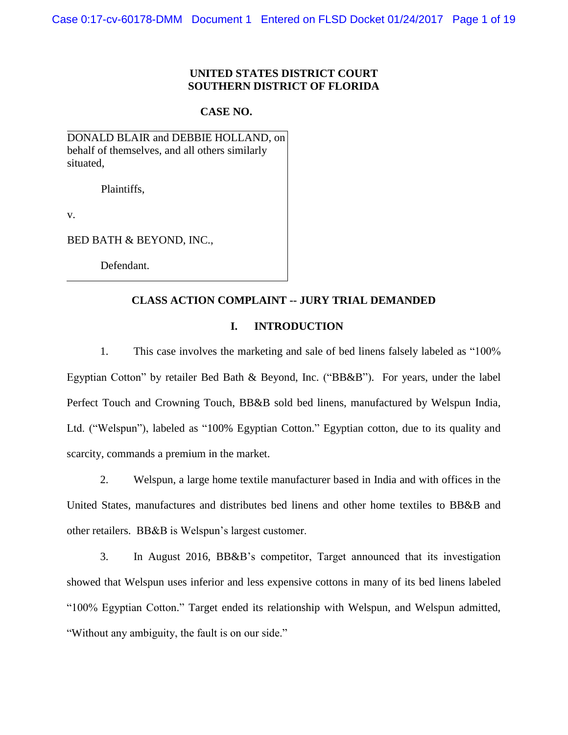**UNITED STATES DISTRICT COURT**
**SOUTHERN DISTRICT OF FLORIDA**

**CASE NO.**

DONALD BLAIR and DEBBIE HOLLAND, on behalf of themselves, and all others similarly situated,

Plaintiffs,

v.

BED BATH & BEYOND, INC.,

Defendant.

## CLASS ACTION COMPLAINT -- JURY TRIAL DEMANDED

### I. INTRODUCTION

1. This case involves the marketing and sale of bed linens falsely labeled as "100% Egyptian Cotton" by retailer Bed Bath & Beyond, Inc. ("BB&B"). For years, under the label Perfect Touch and Crowning Touch, BB&B sold bed linens, manufactured by Welspun India, Ltd. ("Welspun"), labeled as "100% Egyptian Cotton." Egyptian cotton, due to its quality and scarcity, commands a premium in the market.

2. Welspun, a large home textile manufacturer based in India and with offices in the United States, manufactures and distributes bed linens and other home textiles to BB&B and other retailers. BB&B is Welspun's largest customer.

3. In August 2016, BB&B's competitor, Target announced that its investigation showed that Welspun uses inferior and less expensive cottons in many of its bed linens labeled "100% Egyptian Cotton." Target ended its relationship with Welspun, and Welspun admitted, "Without any ambiguity, the fault is on our side."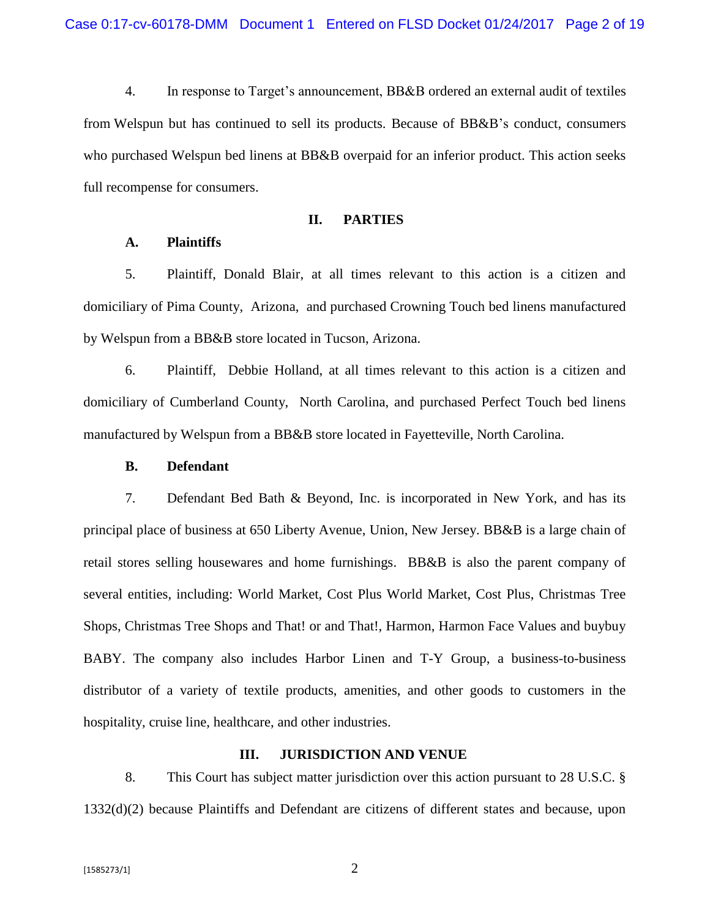4. In response to Target's announcement, BB&B ordered an external audit of textiles from Welspun but has continued to sell its products. Because of BB&B's conduct, consumers who purchased Welspun bed linens at BB&B overpaid for an inferior product. This action seeks full recompense for consumers.

## II. PARTIES

### A. Plaintiffs

5. Plaintiff, Donald Blair, at all times relevant to this action is a citizen and domiciliary of Pima County, Arizona, and purchased Crowning Touch bed linens manufactured by Welspun from a BB&B store located in Tucson, Arizona.

6. Plaintiff, Debbie Holland, at all times relevant to this action is a citizen and domiciliary of Cumberland County, North Carolina, and purchased Perfect Touch bed linens manufactured by Welspun from a BB&B store located in Fayetteville, North Carolina.

### B. Defendant

7. Defendant Bed Bath & Beyond, Inc. is incorporated in New York, and has its principal place of business at 650 Liberty Avenue, Union, New Jersey. BB&B is a large chain of retail stores selling housewares and home furnishings. BB&B is also the parent company of several entities, including: World Market, Cost Plus World Market, Cost Plus, Christmas Tree Shops, Christmas Tree Shops and That! or and That!, Harmon, Harmon Face Values and buybuy BABY. The company also includes Harbor Linen and T-Y Group, a business-to-business distributor of a variety of textile products, amenities, and other goods to customers in the hospitality, cruise line, healthcare, and other industries.

## III. JURISDICTION AND VENUE

8. This Court has subject matter jurisdiction over this action pursuant to 28 U.S.C. § 1332(d)(2) because Plaintiffs and Defendant are citizens of different states and because, upon

[1585273/1]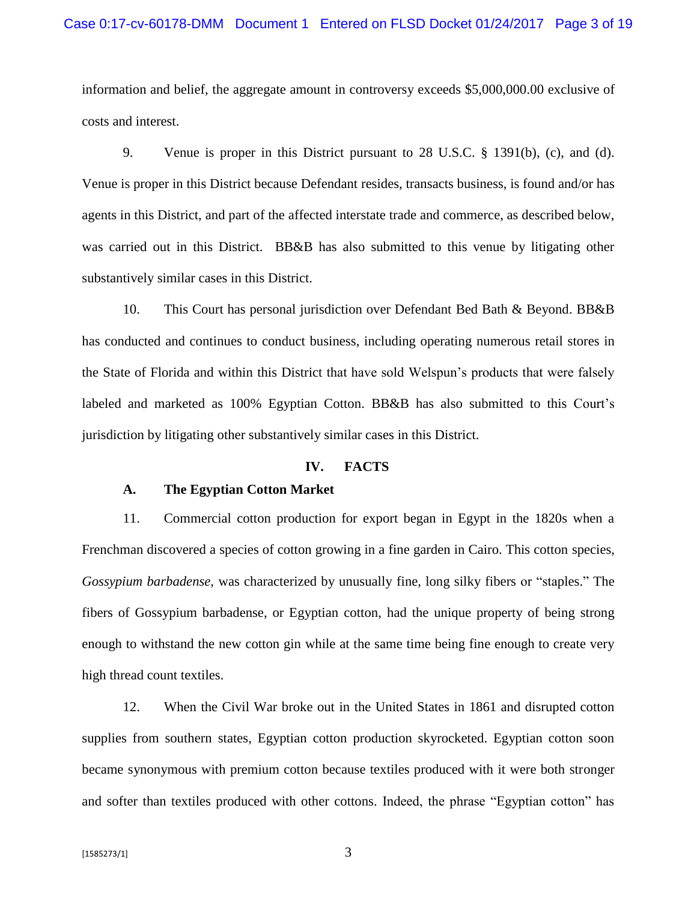information and belief, the aggregate amount in controversy exceeds $5,000,000.00 exclusive of costs and interest.

9. Venue is proper in this District pursuant to 28 U.S.C. § 1391(b), (c), and (d). Venue is proper in this District because Defendant resides, transacts business, is found and/or has agents in this District, and part of the affected interstate trade and commerce, as described below, was carried out in this District. BB&B has also submitted to this venue by litigating other substantively similar cases in this District.

10. This Court has personal jurisdiction over Defendant Bed Bath & Beyond. BB&B has conducted and continues to conduct business, including operating numerous retail stores in the State of Florida and within this District that have sold Welspun's products that were falsely labeled and marketed as 100% Egyptian Cotton. BB&B has also submitted to this Court's jurisdiction by litigating other substantively similar cases in this District.

## IV. FACTS

### A. The Egyptian Cotton Market

11. Commercial cotton production for export began in Egypt in the 1820s when a Frenchman discovered a species of cotton growing in a fine garden in Cairo. This cotton species, *Gossypium barbadense*, was characterized by unusually fine, long silky fibers or "staples." The fibers of Gossypium barbadense, or Egyptian cotton, had the unique property of being strong enough to withstand the new cotton gin while at the same time being fine enough to create very high thread count textiles.

12. When the Civil War broke out in the United States in 1861 and disrupted cotton supplies from southern states, Egyptian cotton production skyrocketed. Egyptian cotton soon became synonymous with premium cotton because textiles produced with it were both stronger and softer than textiles produced with other cottons. Indeed, the phrase "Egyptian cotton" has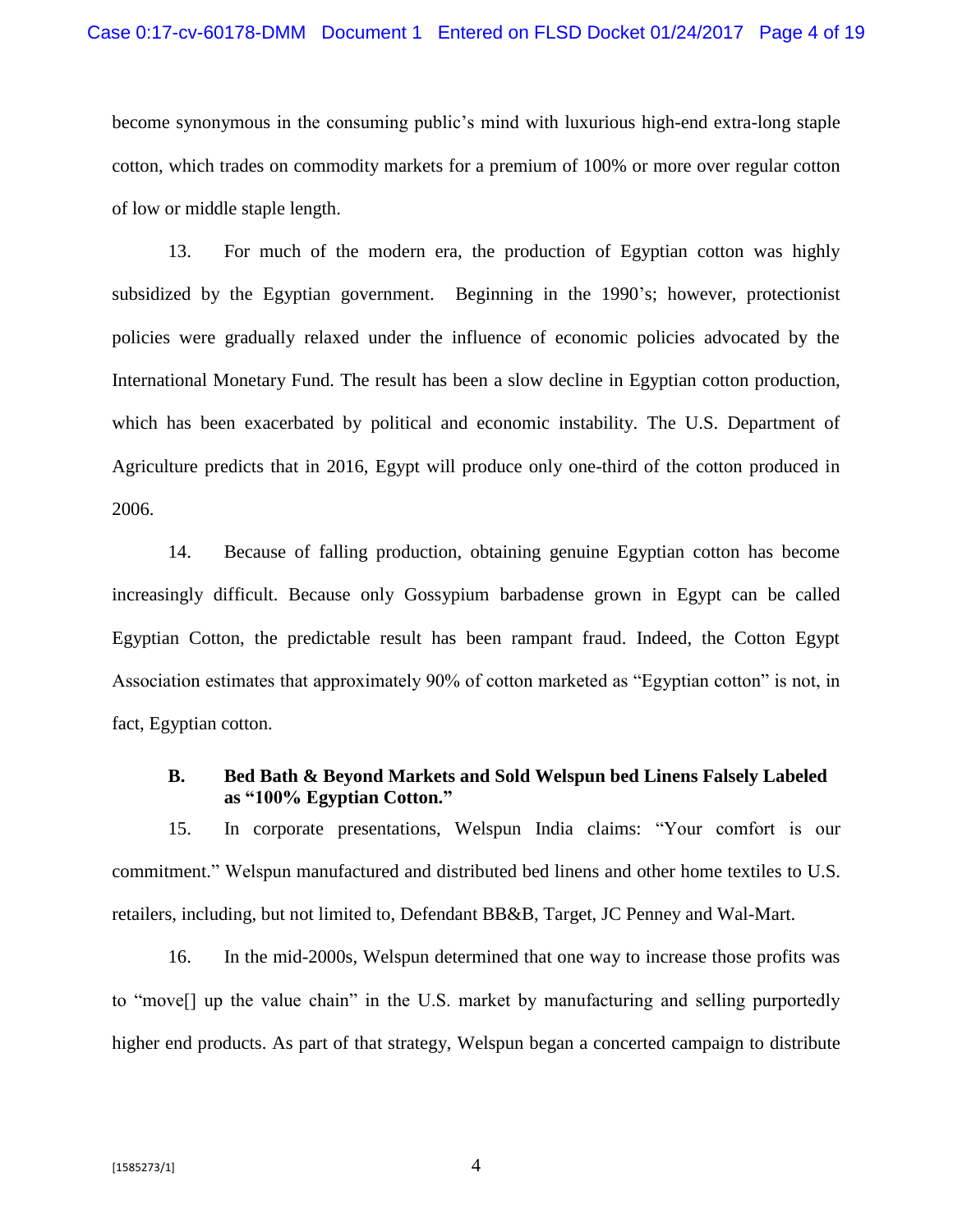become synonymous in the consuming public's mind with luxurious high-end extra-long staple cotton, which trades on commodity markets for a premium of 100% or more over regular cotton of low or middle staple length.

13. For much of the modern era, the production of Egyptian cotton was highly subsidized by the Egyptian government. Beginning in the 1990's; however, protectionist policies were gradually relaxed under the influence of economic policies advocated by the International Monetary Fund. The result has been a slow decline in Egyptian cotton production, which has been exacerbated by political and economic instability. The U.S. Department of Agriculture predicts that in 2016, Egypt will produce only one-third of the cotton produced in 2006.

14. Because of falling production, obtaining genuine Egyptian cotton has become increasingly difficult. Because only Gossypium barbadense grown in Egypt can be called Egyptian Cotton, the predictable result has been rampant fraud. Indeed, the Cotton Egypt Association estimates that approximately 90% of cotton marketed as "Egyptian cotton" is not, in fact, Egyptian cotton.

### B. Bed Bath & Beyond Markets and Sold Welspun bed Linens Falsely Labeled as "100% Egyptian Cotton."

15. In corporate presentations, Welspun India claims: "Your comfort is our commitment." Welspun manufactured and distributed bed linens and other home textiles to U.S. retailers, including, but not limited to, Defendant BB&B, Target, JC Penney and Wal-Mart.

16. In the mid-2000s, Welspun determined that one way to increase those profits was to "move[] up the value chain" in the U.S. market by manufacturing and selling purportedly higher end products. As part of that strategy, Welspun began a concerted campaign to distribute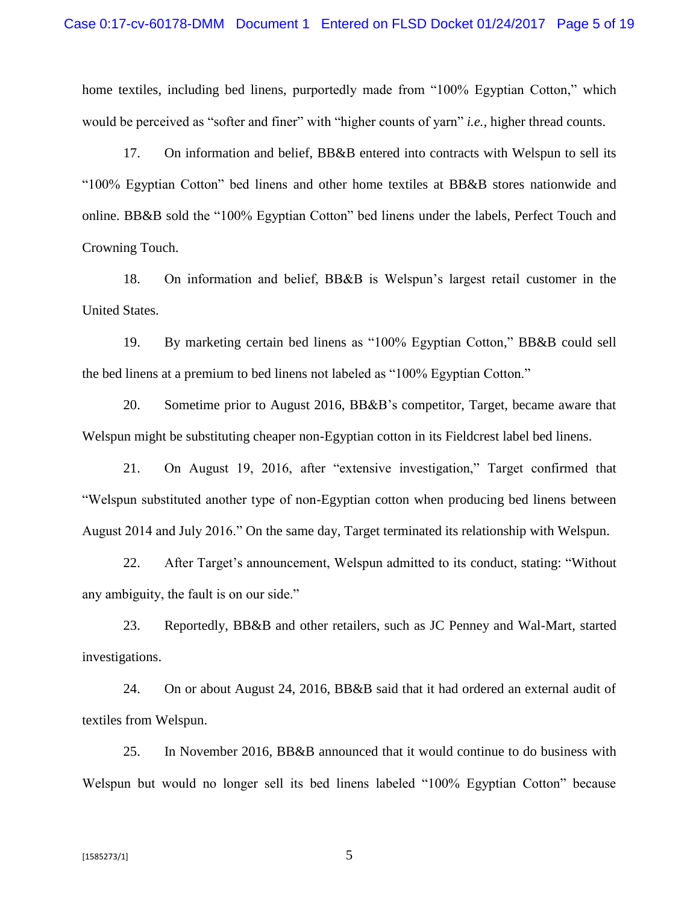home textiles, including bed linens, purportedly made from "100% Egyptian Cotton," which would be perceived as "softer and finer" with "higher counts of yarn" *i.e.,* higher thread counts.

17. On information and belief, BB&B entered into contracts with Welspun to sell its "100% Egyptian Cotton" bed linens and other home textiles at BB&B stores nationwide and online. BB&B sold the "100% Egyptian Cotton" bed linens under the labels, Perfect Touch and Crowning Touch.

18. On information and belief, BB&B is Welspun's largest retail customer in the United States.

19. By marketing certain bed linens as "100% Egyptian Cotton," BB&B could sell the bed linens at a premium to bed linens not labeled as "100% Egyptian Cotton."

20. Sometime prior to August 2016, BB&B's competitor, Target, became aware that Welspun might be substituting cheaper non-Egyptian cotton in its Fieldcrest label bed linens.

21. On August 19, 2016, after "extensive investigation," Target confirmed that "Welspun substituted another type of non-Egyptian cotton when producing bed linens between August 2014 and July 2016." On the same day, Target terminated its relationship with Welspun.

22. After Target's announcement, Welspun admitted to its conduct, stating: "Without any ambiguity, the fault is on our side."

23. Reportedly, BB&B and other retailers, such as JC Penney and Wal-Mart, started investigations.

24. On or about August 24, 2016, BB&B said that it had ordered an external audit of textiles from Welspun.

25. In November 2016, BB&B announced that it would continue to do business with Welspun but would no longer sell its bed linens labeled "100% Egyptian Cotton" because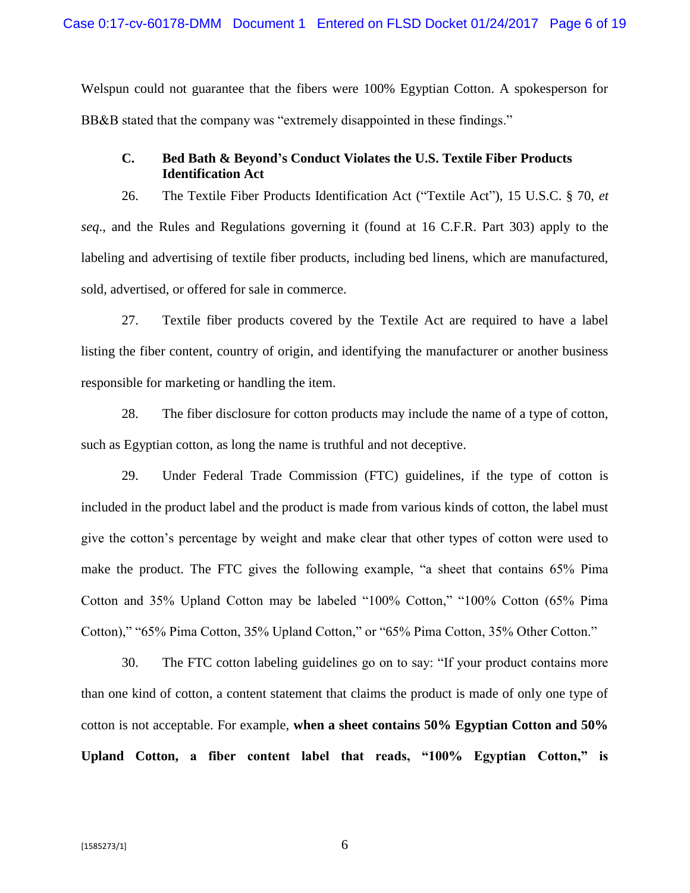Welspun could not guarantee that the fibers were 100% Egyptian Cotton. A spokesperson for BB&B stated that the company was "extremely disappointed in these findings."

### C. Bed Bath & Beyond's Conduct Violates the U.S. Textile Fiber Products Identification Act

26. The Textile Fiber Products Identification Act ("Textile Act"), 15 U.S.C. § 70, *et seq*., and the Rules and Regulations governing it (found at 16 C.F.R. Part 303) apply to the labeling and advertising of textile fiber products, including bed linens, which are manufactured, sold, advertised, or offered for sale in commerce.

27. Textile fiber products covered by the Textile Act are required to have a label listing the fiber content, country of origin, and identifying the manufacturer or another business responsible for marketing or handling the item.

28. The fiber disclosure for cotton products may include the name of a type of cotton, such as Egyptian cotton, as long the name is truthful and not deceptive.

29. Under Federal Trade Commission (FTC) guidelines, if the type of cotton is included in the product label and the product is made from various kinds of cotton, the label must give the cotton's percentage by weight and make clear that other types of cotton were used to make the product. The FTC gives the following example, "a sheet that contains 65% Pima Cotton and 35% Upland Cotton may be labeled "100% Cotton," "100% Cotton (65% Pima Cotton)," "65% Pima Cotton, 35% Upland Cotton," or "65% Pima Cotton, 35% Other Cotton."

30. The FTC cotton labeling guidelines go on to say: "If your product contains more than one kind of cotton, a content statement that claims the product is made of only one type of cotton is not acceptable. For example, **when a sheet contains 50% Egyptian Cotton and 50% Upland Cotton, a fiber content label that reads, "100% Egyptian Cotton," is**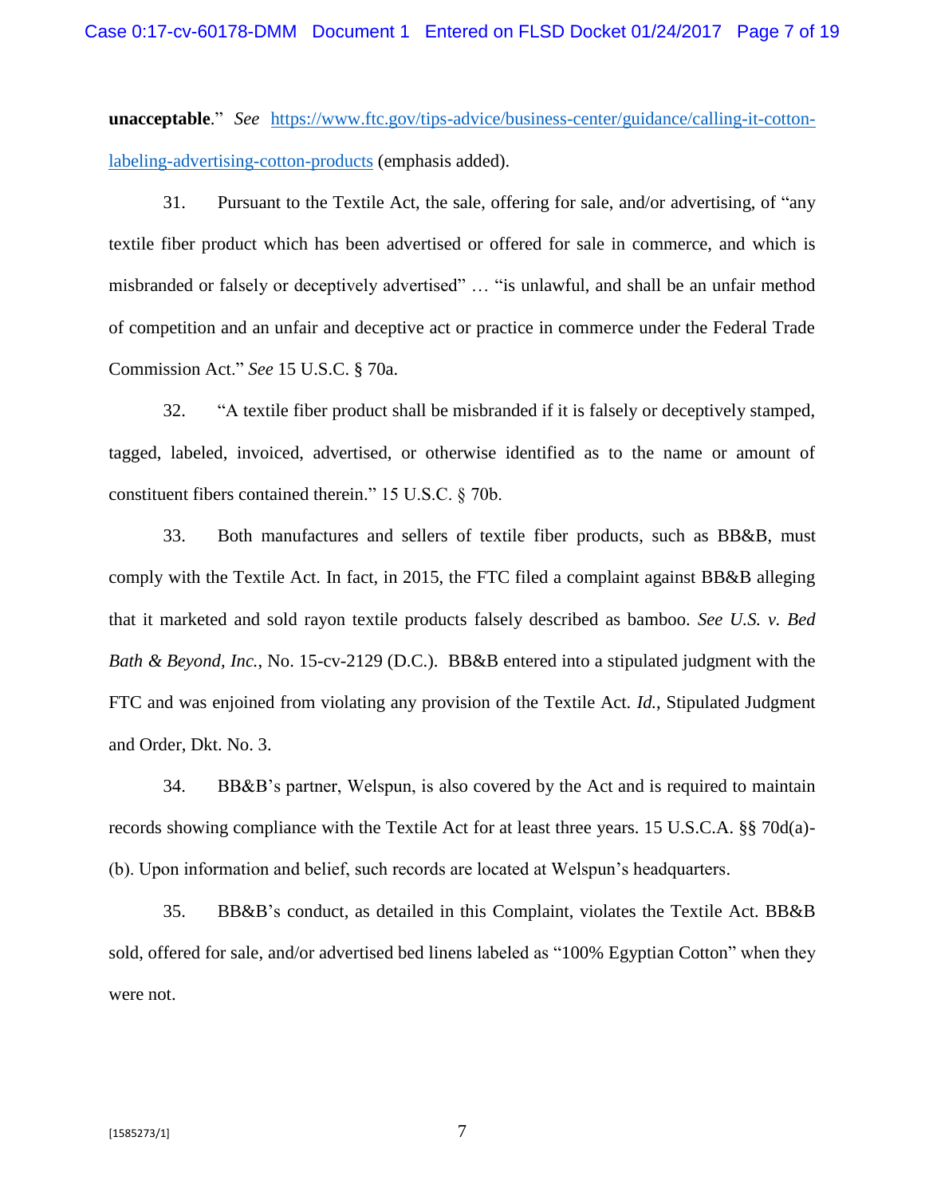**unacceptable**." *See* [https://www.ftc.gov/tips-advice/business-center/guidance/calling-it-cotton-labeling-advertising-cotton-products](https://www.ftc.gov/tips-advice/business-center/guidance/calling-it-cotton-labeling-advertising-cotton-products) (emphasis added).

31. Pursuant to the Textile Act, the sale, offering for sale, and/or advertising, of "any textile fiber product which has been advertised or offered for sale in commerce, and which is misbranded or falsely or deceptively advertised" … "is unlawful, and shall be an unfair method of competition and an unfair and deceptive act or practice in commerce under the Federal Trade Commission Act." *See* 15 U.S.C. § 70a.

32. "A textile fiber product shall be misbranded if it is falsely or deceptively stamped, tagged, labeled, invoiced, advertised, or otherwise identified as to the name or amount of constituent fibers contained therein." 15 U.S.C. § 70b.

33. Both manufactures and sellers of textile fiber products, such as BB&B, must comply with the Textile Act. In fact, in 2015, the FTC filed a complaint against BB&B alleging that it marketed and sold rayon textile products falsely described as bamboo. *See U.S. v. Bed Bath & Beyond, Inc.*, No. 15-cv-2129 (D.C.). BB&B entered into a stipulated judgment with the FTC and was enjoined from violating any provision of the Textile Act. *Id.*, Stipulated Judgment and Order, Dkt. No. 3.

34. BB&B's partner, Welspun, is also covered by the Act and is required to maintain records showing compliance with the Textile Act for at least three years. 15 U.S.C.A. §§ 70d(a)-(b). Upon information and belief, such records are located at Welspun's headquarters.

35. BB&B's conduct, as detailed in this Complaint, violates the Textile Act. BB&B sold, offered for sale, and/or advertised bed linens labeled as "100% Egyptian Cotton" when they were not.

[1585273/1]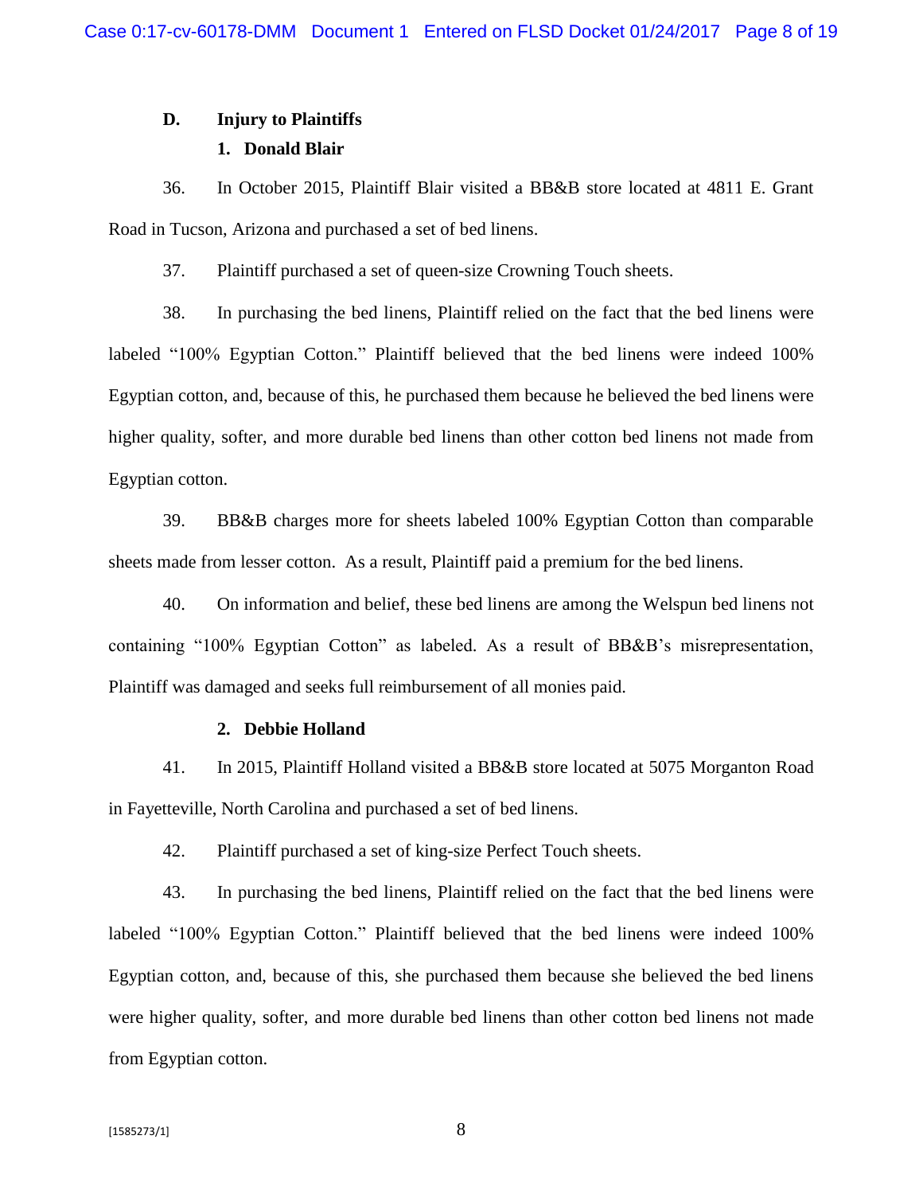### D. Injury to Plaintiffs

#### 1. Donald Blair

36. In October 2015, Plaintiff Blair visited a BB&B store located at 4811 E. Grant Road in Tucson, Arizona and purchased a set of bed linens.

37. Plaintiff purchased a set of queen-size Crowning Touch sheets.

38. In purchasing the bed linens, Plaintiff relied on the fact that the bed linens were labeled "100% Egyptian Cotton." Plaintiff believed that the bed linens were indeed 100% Egyptian cotton, and, because of this, he purchased them because he believed the bed linens were higher quality, softer, and more durable bed linens than other cotton bed linens not made from Egyptian cotton.

39. BB&B charges more for sheets labeled 100% Egyptian Cotton than comparable sheets made from lesser cotton. As a result, Plaintiff paid a premium for the bed linens.

40. On information and belief, these bed linens are among the Welspun bed linens not containing "100% Egyptian Cotton" as labeled. As a result of BB&B's misrepresentation, Plaintiff was damaged and seeks full reimbursement of all monies paid.

#### 2. Debbie Holland

41. In 2015, Plaintiff Holland visited a BB&B store located at 5075 Morganton Road in Fayetteville, North Carolina and purchased a set of bed linens.

42. Plaintiff purchased a set of king-size Perfect Touch sheets.

43. In purchasing the bed linens, Plaintiff relied on the fact that the bed linens were labeled "100% Egyptian Cotton." Plaintiff believed that the bed linens were indeed 100% Egyptian cotton, and, because of this, she purchased them because she believed the bed linens were higher quality, softer, and more durable bed linens than other cotton bed linens not made from Egyptian cotton.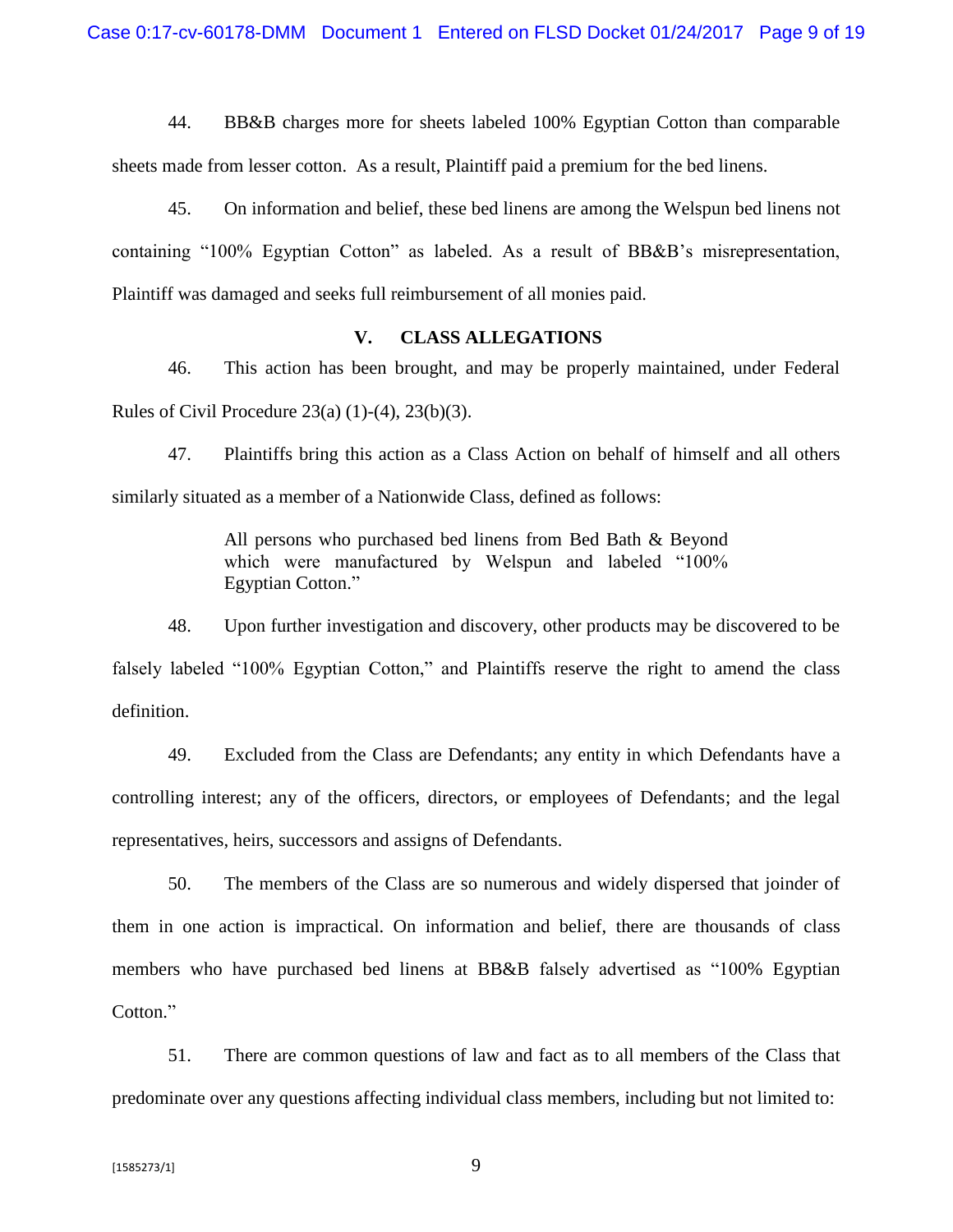44. BB&B charges more for sheets labeled 100% Egyptian Cotton than comparable sheets made from lesser cotton. As a result, Plaintiff paid a premium for the bed linens.

45. On information and belief, these bed linens are among the Welspun bed linens not containing "100% Egyptian Cotton" as labeled. As a result of BB&B's misrepresentation, Plaintiff was damaged and seeks full reimbursement of all monies paid.

## V. CLASS ALLEGATIONS

46. This action has been brought, and may be properly maintained, under Federal Rules of Civil Procedure 23(a) (1)-(4), 23(b)(3).

47. Plaintiffs bring this action as a Class Action on behalf of himself and all others similarly situated as a member of a Nationwide Class, defined as follows:

> All persons who purchased bed linens from Bed Bath & Beyond which were manufactured by Welspun and labeled "100% Egyptian Cotton."

48. Upon further investigation and discovery, other products may be discovered to be falsely labeled "100% Egyptian Cotton," and Plaintiffs reserve the right to amend the class definition.

49. Excluded from the Class are Defendants; any entity in which Defendants have a controlling interest; any of the officers, directors, or employees of Defendants; and the legal representatives, heirs, successors and assigns of Defendants.

50. The members of the Class are so numerous and widely dispersed that joinder of them in one action is impractical. On information and belief, there are thousands of class members who have purchased bed linens at BB&B falsely advertised as "100% Egyptian Cotton."

51. There are common questions of law and fact as to all members of the Class that predominate over any questions affecting individual class members, including but not limited to: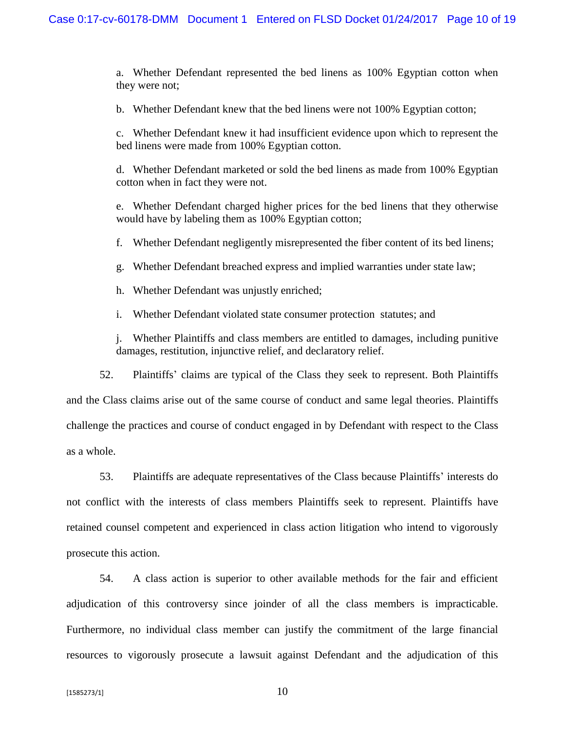a. Whether Defendant represented the bed linens as 100% Egyptian cotton when they were not;

b. Whether Defendant knew that the bed linens were not 100% Egyptian cotton;

c. Whether Defendant knew it had insufficient evidence upon which to represent the bed linens were made from 100% Egyptian cotton.

d. Whether Defendant marketed or sold the bed linens as made from 100% Egyptian cotton when in fact they were not.

e. Whether Defendant charged higher prices for the bed linens that they otherwise would have by labeling them as 100% Egyptian cotton;

f. Whether Defendant negligently misrepresented the fiber content of its bed linens;

g. Whether Defendant breached express and implied warranties under state law;

h. Whether Defendant was unjustly enriched;

i. Whether Defendant violated state consumer protection statutes; and

j. Whether Plaintiffs and class members are entitled to damages, including punitive damages, restitution, injunctive relief, and declaratory relief.

52. Plaintiffs' claims are typical of the Class they seek to represent. Both Plaintiffs and the Class claims arise out of the same course of conduct and same legal theories. Plaintiffs challenge the practices and course of conduct engaged in by Defendant with respect to the Class as a whole.

53. Plaintiffs are adequate representatives of the Class because Plaintiffs' interests do not conflict with the interests of class members Plaintiffs seek to represent. Plaintiffs have retained counsel competent and experienced in class action litigation who intend to vigorously prosecute this action.

54. A class action is superior to other available methods for the fair and efficient adjudication of this controversy since joinder of all the class members is impracticable. Furthermore, no individual class member can justify the commitment of the large financial resources to vigorously prosecute a lawsuit against Defendant and the adjudication of this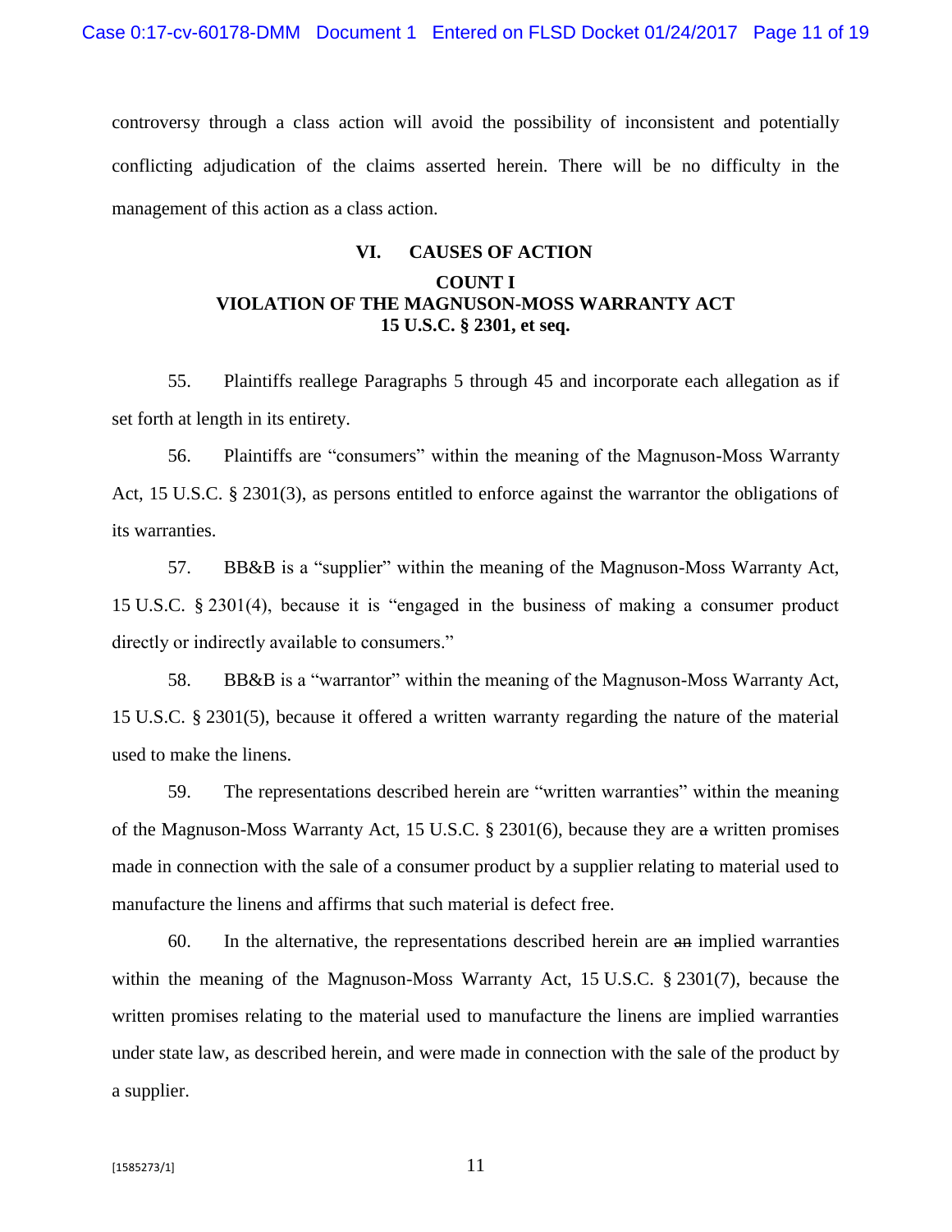controversy through a class action will avoid the possibility of inconsistent and potentially conflicting adjudication of the claims asserted herein. There will be no difficulty in the management of this action as a class action.

## VI. CAUSES OF ACTION

### COUNT I
### VIOLATION OF THE MAGNUSON-MOSS WARRANTY ACT
### 15 U.S.C. § 2301, et seq.

55. Plaintiffs reallege Paragraphs 5 through 45 and incorporate each allegation as if set forth at length in its entirety.

56. Plaintiffs are "consumers" within the meaning of the Magnuson-Moss Warranty Act, 15 U.S.C. § 2301(3), as persons entitled to enforce against the warrantor the obligations of its warranties.

57. BB&B is a "supplier" within the meaning of the Magnuson-Moss Warranty Act, 15 U.S.C. § 2301(4), because it is "engaged in the business of making a consumer product directly or indirectly available to consumers."

58. BB&B is a "warrantor" within the meaning of the Magnuson-Moss Warranty Act, 15 U.S.C. § 2301(5), because it offered a written warranty regarding the nature of the material used to make the linens.

59. The representations described herein are "written warranties" within the meaning of the Magnuson-Moss Warranty Act, 15 U.S.C. § 2301(6), because they are ~~a~~ written promises made in connection with the sale of a consumer product by a supplier relating to material used to manufacture the linens and affirms that such material is defect free.

60. In the alternative, the representations described herein are ~~an~~ implied warranties within the meaning of the Magnuson-Moss Warranty Act, 15 U.S.C. § 2301(7), because the written promises relating to the material used to manufacture the linens are implied warranties under state law, as described herein, and were made in connection with the sale of the product by a supplier.

[1585273/1]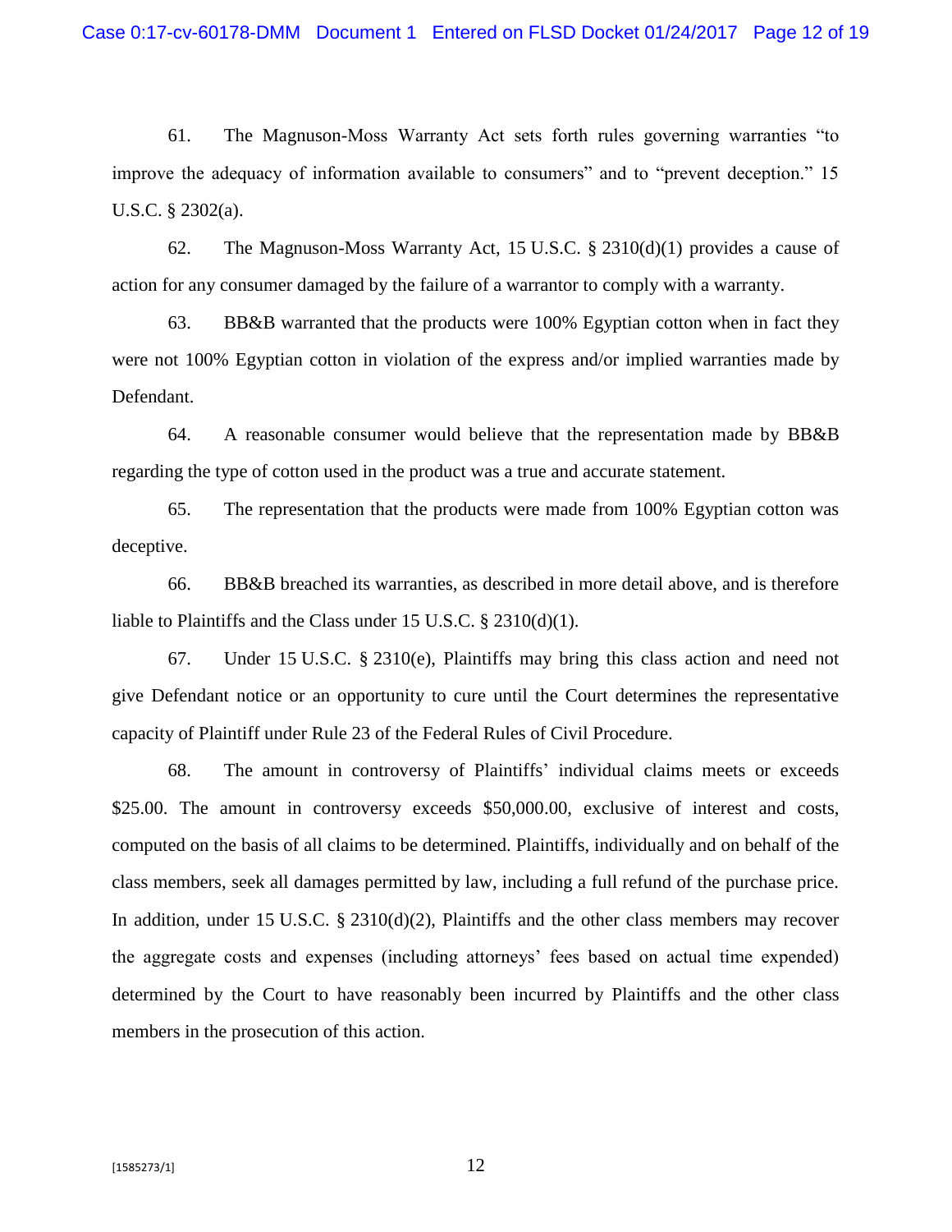61. The Magnuson-Moss Warranty Act sets forth rules governing warranties "to improve the adequacy of information available to consumers" and to "prevent deception." 15 U.S.C. § 2302(a).

62. The Magnuson-Moss Warranty Act, 15 U.S.C. § 2310(d)(1) provides a cause of action for any consumer damaged by the failure of a warrantor to comply with a warranty.

63. BB&B warranted that the products were 100% Egyptian cotton when in fact they were not 100% Egyptian cotton in violation of the express and/or implied warranties made by Defendant.

64. A reasonable consumer would believe that the representation made by BB&B regarding the type of cotton used in the product was a true and accurate statement.

65. The representation that the products were made from 100% Egyptian cotton was deceptive.

66. BB&B breached its warranties, as described in more detail above, and is therefore liable to Plaintiffs and the Class under 15 U.S.C. § 2310(d)(1).

67. Under 15 U.S.C. § 2310(e), Plaintiffs may bring this class action and need not give Defendant notice or an opportunity to cure until the Court determines the representative capacity of Plaintiff under Rule 23 of the Federal Rules of Civil Procedure.

68. The amount in controversy of Plaintiffs' individual claims meets or exceeds $25.00. The amount in controversy exceeds $50,000.00, exclusive of interest and costs, computed on the basis of all claims to be determined. Plaintiffs, individually and on behalf of the class members, seek all damages permitted by law, including a full refund of the purchase price. In addition, under 15 U.S.C. § 2310(d)(2), Plaintiffs and the other class members may recover the aggregate costs and expenses (including attorneys' fees based on actual time expended) determined by the Court to have reasonably been incurred by Plaintiffs and the other class members in the prosecution of this action.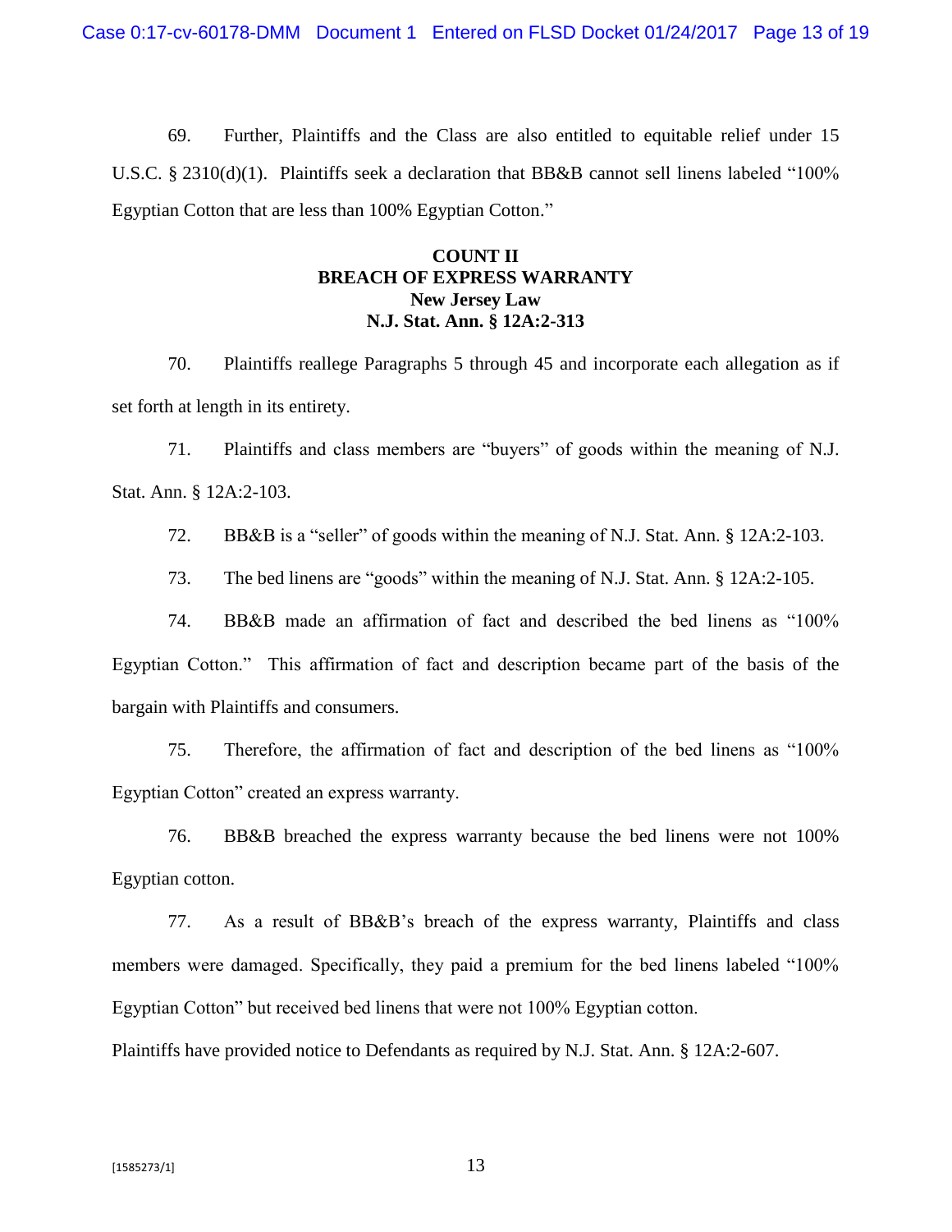69. Further, Plaintiffs and the Class are also entitled to equitable relief under 15 U.S.C. § 2310(d)(1). Plaintiffs seek a declaration that BB&B cannot sell linens labeled "100% Egyptian Cotton that are less than 100% Egyptian Cotton."

**COUNT II**
**BREACH OF EXPRESS WARRANTY**
**New Jersey Law**
**N.J. Stat. Ann. § 12A:2-313**

70. Plaintiffs reallege Paragraphs 5 through 45 and incorporate each allegation as if set forth at length in its entirety.

71. Plaintiffs and class members are "buyers" of goods within the meaning of N.J. Stat. Ann. § 12A:2-103.

72. BB&B is a "seller" of goods within the meaning of N.J. Stat. Ann. § 12A:2-103.

73. The bed linens are "goods" within the meaning of N.J. Stat. Ann. § 12A:2-105.

74. BB&B made an affirmation of fact and described the bed linens as "100% Egyptian Cotton." This affirmation of fact and description became part of the basis of the bargain with Plaintiffs and consumers.

75. Therefore, the affirmation of fact and description of the bed linens as "100% Egyptian Cotton" created an express warranty.

76. BB&B breached the express warranty because the bed linens were not 100% Egyptian cotton.

77. As a result of BB&B's breach of the express warranty, Plaintiffs and class members were damaged. Specifically, they paid a premium for the bed linens labeled "100% Egyptian Cotton" but received bed linens that were not 100% Egyptian cotton.

Plaintiffs have provided notice to Defendants as required by N.J. Stat. Ann. § 12A:2-607.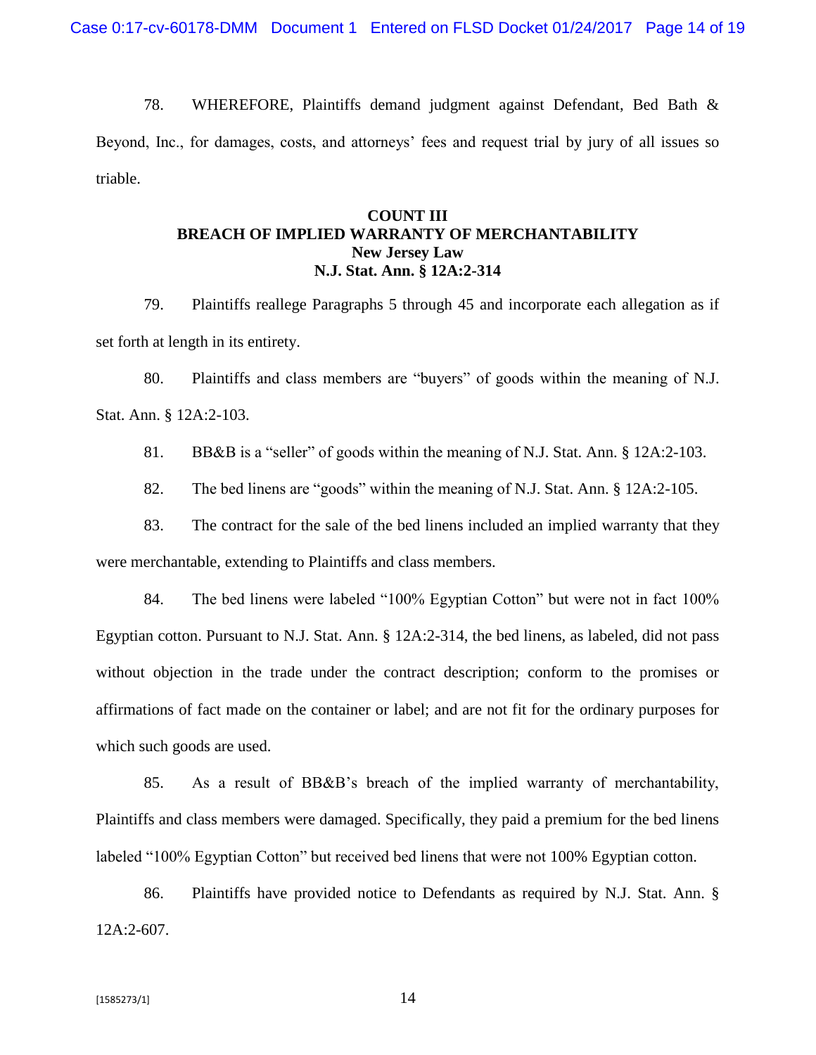78. WHEREFORE, Plaintiffs demand judgment against Defendant, Bed Bath & Beyond, Inc., for damages, costs, and attorneys' fees and request trial by jury of all issues so triable.

## COUNT III
## BREACH OF IMPLIED WARRANTY OF MERCHANTABILITY
### New Jersey Law
### N.J. Stat. Ann. § 12A:2-314

79. Plaintiffs reallege Paragraphs 5 through 45 and incorporate each allegation as if set forth at length in its entirety.

80. Plaintiffs and class members are "buyers" of goods within the meaning of N.J. Stat. Ann. § 12A:2-103.

81. BB&B is a "seller" of goods within the meaning of N.J. Stat. Ann. § 12A:2-103.

82. The bed linens are "goods" within the meaning of N.J. Stat. Ann. § 12A:2-105.

83. The contract for the sale of the bed linens included an implied warranty that they were merchantable, extending to Plaintiffs and class members.

84. The bed linens were labeled "100% Egyptian Cotton" but were not in fact 100% Egyptian cotton. Pursuant to N.J. Stat. Ann. § 12A:2-314, the bed linens, as labeled, did not pass without objection in the trade under the contract description; conform to the promises or affirmations of fact made on the container or label; and are not fit for the ordinary purposes for which such goods are used.

85. As a result of BB&B's breach of the implied warranty of merchantability, Plaintiffs and class members were damaged. Specifically, they paid a premium for the bed linens labeled "100% Egyptian Cotton" but received bed linens that were not 100% Egyptian cotton.

86. Plaintiffs have provided notice to Defendants as required by N.J. Stat. Ann. § 12A:2-607.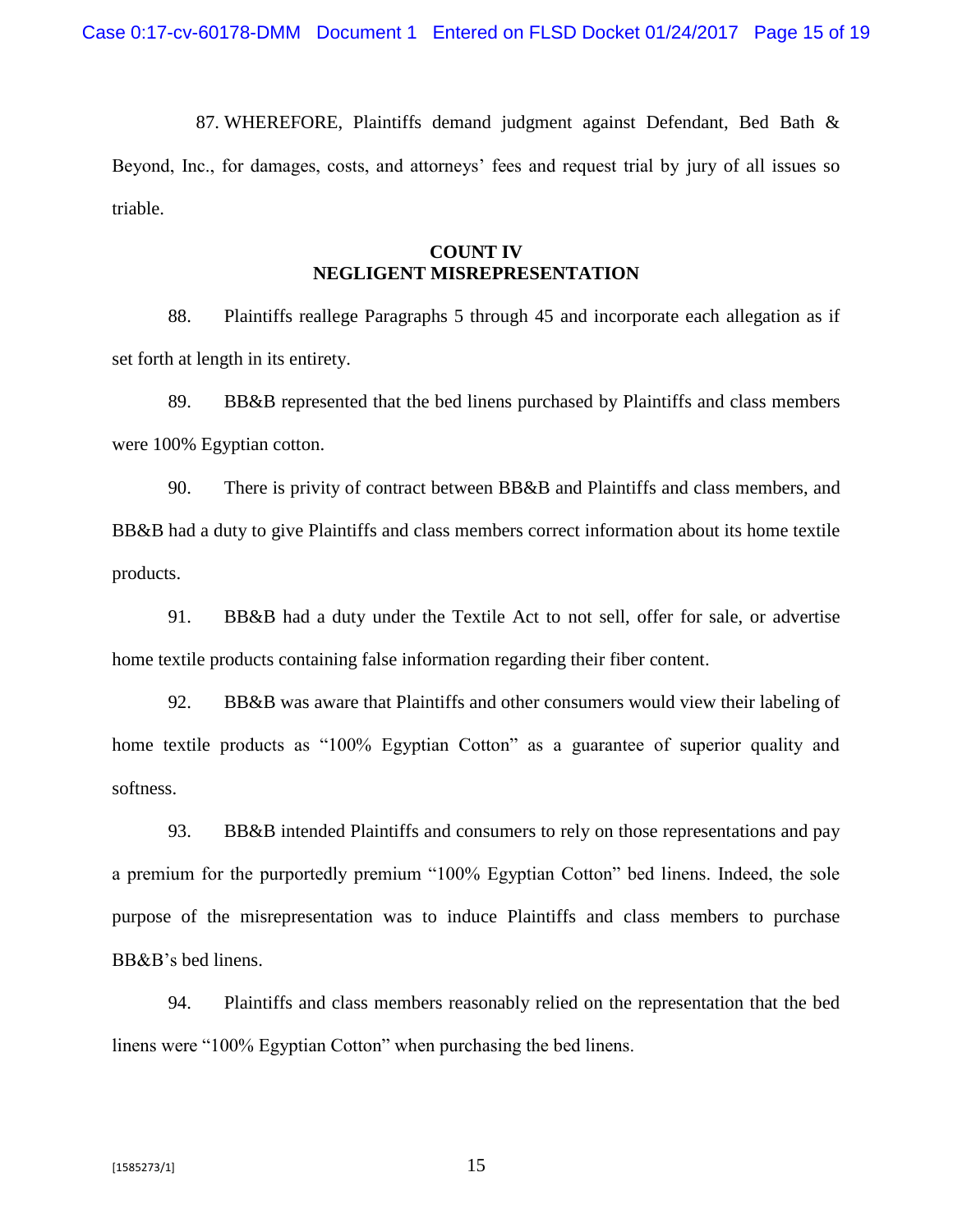87. WHEREFORE, Plaintiffs demand judgment against Defendant, Bed Bath & Beyond, Inc., for damages, costs, and attorneys' fees and request trial by jury of all issues so triable.

**COUNT IV**
**NEGLIGENT MISREPRESENTATION**

88. Plaintiffs reallege Paragraphs 5 through 45 and incorporate each allegation as if set forth at length in its entirety.

89. BB&B represented that the bed linens purchased by Plaintiffs and class members were 100% Egyptian cotton.

90. There is privity of contract between BB&B and Plaintiffs and class members, and BB&B had a duty to give Plaintiffs and class members correct information about its home textile products.

91. BB&B had a duty under the Textile Act to not sell, offer for sale, or advertise home textile products containing false information regarding their fiber content.

92. BB&B was aware that Plaintiffs and other consumers would view their labeling of home textile products as "100% Egyptian Cotton" as a guarantee of superior quality and softness.

93. BB&B intended Plaintiffs and consumers to rely on those representations and pay a premium for the purportedly premium "100% Egyptian Cotton" bed linens. Indeed, the sole purpose of the misrepresentation was to induce Plaintiffs and class members to purchase BB&B's bed linens.

94. Plaintiffs and class members reasonably relied on the representation that the bed linens were "100% Egyptian Cotton" when purchasing the bed linens.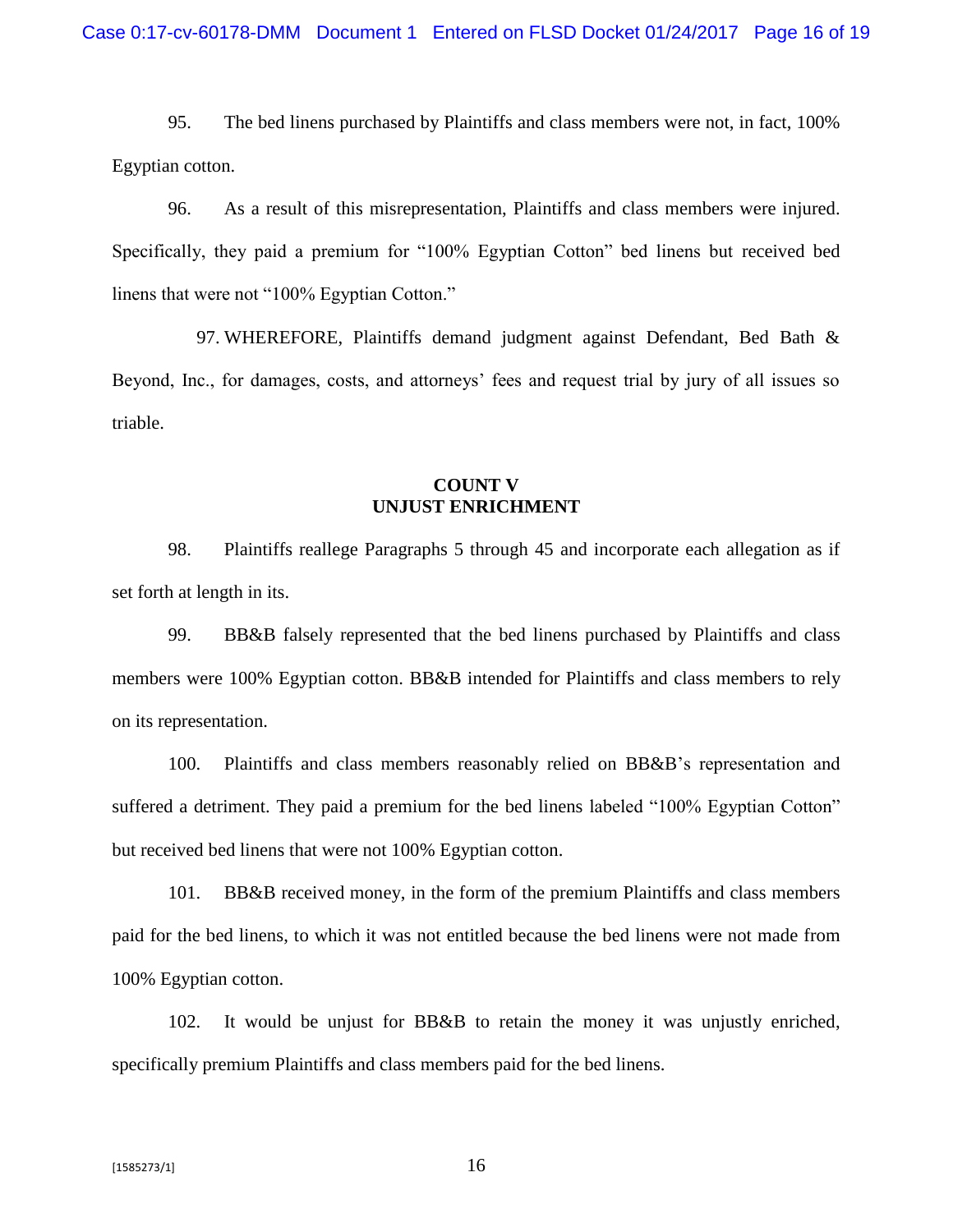95. The bed linens purchased by Plaintiffs and class members were not, in fact, 100% Egyptian cotton.

96. As a result of this misrepresentation, Plaintiffs and class members were injured. Specifically, they paid a premium for "100% Egyptian Cotton" bed linens but received bed linens that were not "100% Egyptian Cotton."

97. WHEREFORE, Plaintiffs demand judgment against Defendant, Bed Bath & Beyond, Inc., for damages, costs, and attorneys' fees and request trial by jury of all issues so triable.

**COUNT V**
**UNJUST ENRICHMENT**

98. Plaintiffs reallege Paragraphs 5 through 45 and incorporate each allegation as if set forth at length in its.

99. BB&B falsely represented that the bed linens purchased by Plaintiffs and class members were 100% Egyptian cotton. BB&B intended for Plaintiffs and class members to rely on its representation.

100. Plaintiffs and class members reasonably relied on BB&B's representation and suffered a detriment. They paid a premium for the bed linens labeled "100% Egyptian Cotton" but received bed linens that were not 100% Egyptian cotton.

101. BB&B received money, in the form of the premium Plaintiffs and class members paid for the bed linens, to which it was not entitled because the bed linens were not made from 100% Egyptian cotton.

102. It would be unjust for BB&B to retain the money it was unjustly enriched, specifically premium Plaintiffs and class members paid for the bed linens.

[1585273/1]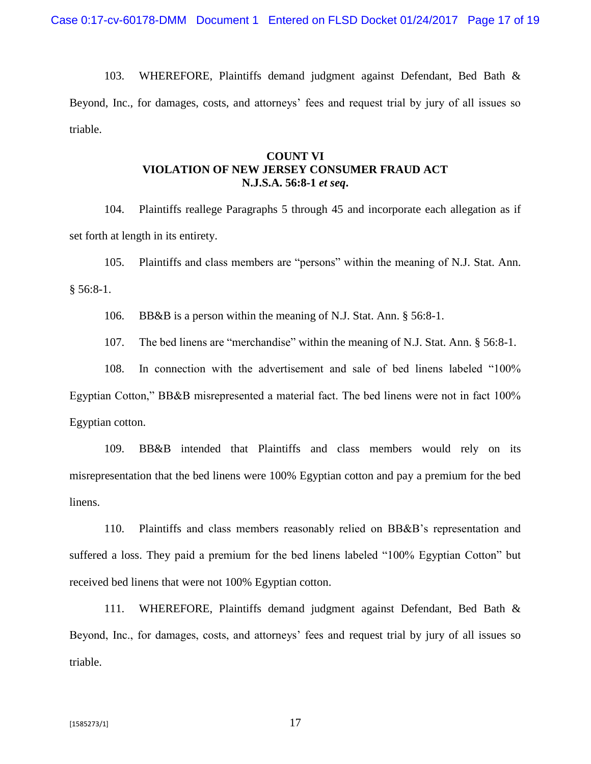103. WHEREFORE, Plaintiffs demand judgment against Defendant, Bed Bath & Beyond, Inc., for damages, costs, and attorneys' fees and request trial by jury of all issues so triable.

## COUNT VI
## VIOLATION OF NEW JERSEY CONSUMER FRAUD ACT
## N.J.S.A. 56:8-1 *et seq***.**

104. Plaintiffs reallege Paragraphs 5 through 45 and incorporate each allegation as if set forth at length in its entirety.

105. Plaintiffs and class members are "persons" within the meaning of N.J. Stat. Ann. § 56:8-1.

106. BB&B is a person within the meaning of N.J. Stat. Ann. § 56:8-1.

107. The bed linens are "merchandise" within the meaning of N.J. Stat. Ann. § 56:8-1.

108. In connection with the advertisement and sale of bed linens labeled "100% Egyptian Cotton," BB&B misrepresented a material fact. The bed linens were not in fact 100% Egyptian cotton.

109. BB&B intended that Plaintiffs and class members would rely on its misrepresentation that the bed linens were 100% Egyptian cotton and pay a premium for the bed linens.

110. Plaintiffs and class members reasonably relied on BB&B's representation and suffered a loss. They paid a premium for the bed linens labeled "100% Egyptian Cotton" but received bed linens that were not 100% Egyptian cotton.

111. WHEREFORE, Plaintiffs demand judgment against Defendant, Bed Bath & Beyond, Inc., for damages, costs, and attorneys' fees and request trial by jury of all issues so triable.

[1585273/1]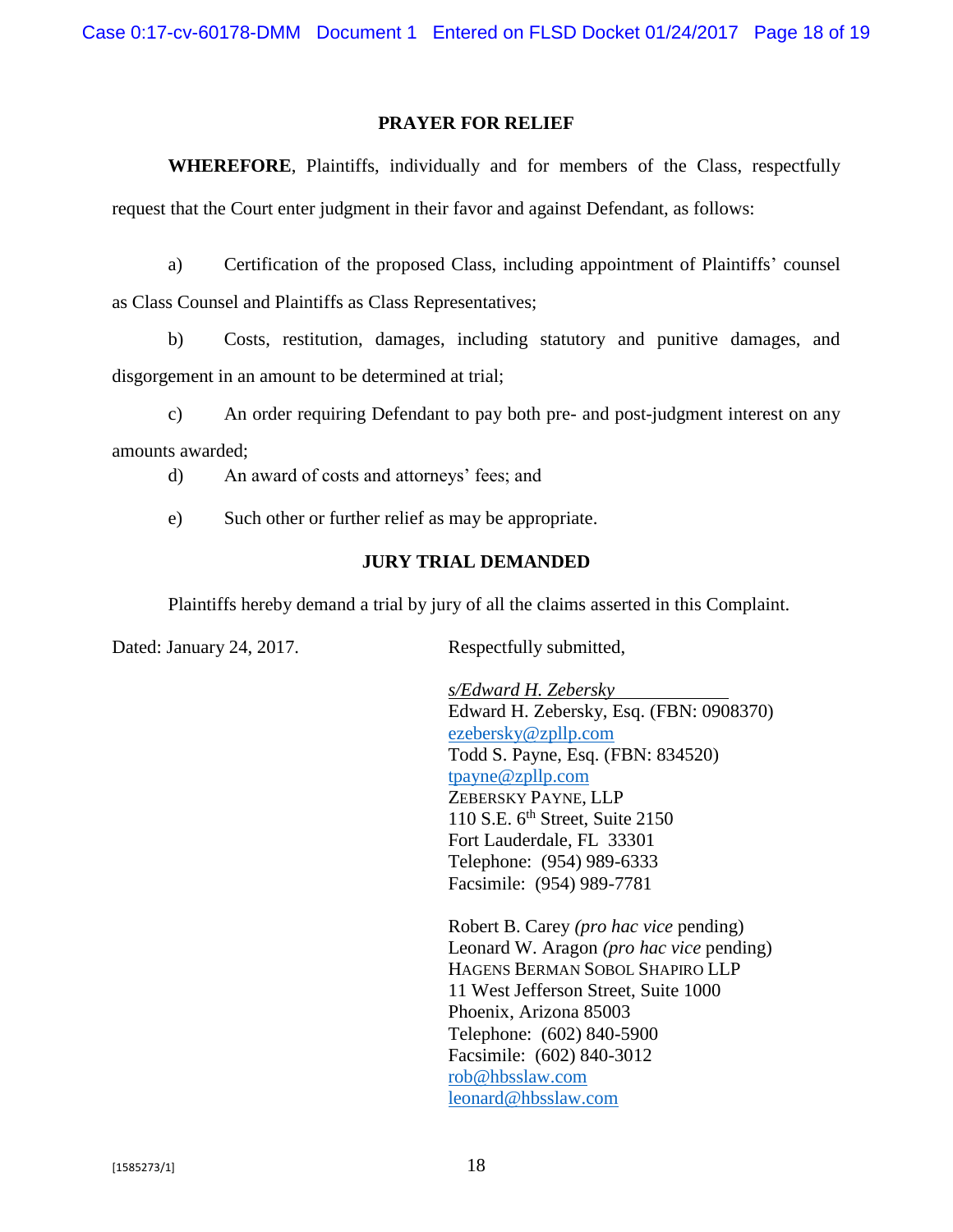## PRAYER FOR RELIEF

**WHEREFORE**, Plaintiffs, individually and for members of the Class, respectfully request that the Court enter judgment in their favor and against Defendant, as follows:

a) Certification of the proposed Class, including appointment of Plaintiffs' counsel as Class Counsel and Plaintiffs as Class Representatives;

b) Costs, restitution, damages, including statutory and punitive damages, and disgorgement in an amount to be determined at trial;

c) An order requiring Defendant to pay both pre- and post-judgment interest on any amounts awarded;

d) An award of costs and attorneys' fees; and

e) Such other or further relief as may be appropriate.

## JURY TRIAL DEMANDED

Plaintiffs hereby demand a trial by jury of all the claims asserted in this Complaint.

Dated: January 24, 2017.

Respectfully submitted,

*s/Edward H. Zebersky*
Edward H. Zebersky, Esq. (FBN: 0908370)
ezebersky@zpllp.com
Todd S. Payne, Esq. (FBN: 834520)
tpayne@zpllp.com
ZEBERSKY PAYNE, LLP
110 S.E. 6th Street, Suite 2150
Fort Lauderdale, FL 33301
Telephone: (954) 989-6333
Facsimile: (954) 989-7781

Robert B. Carey *(pro hac vice* pending)
Leonard W. Aragon *(pro hac vice* pending)
HAGENS BERMAN SOBOL SHAPIRO LLP
11 West Jefferson Street, Suite 1000
Phoenix, Arizona 85003
Telephone: (602) 840-5900
Facsimile: (602) 840-3012
rob@hbsslaw.com
leonard@hbsslaw.com

[1585273/1]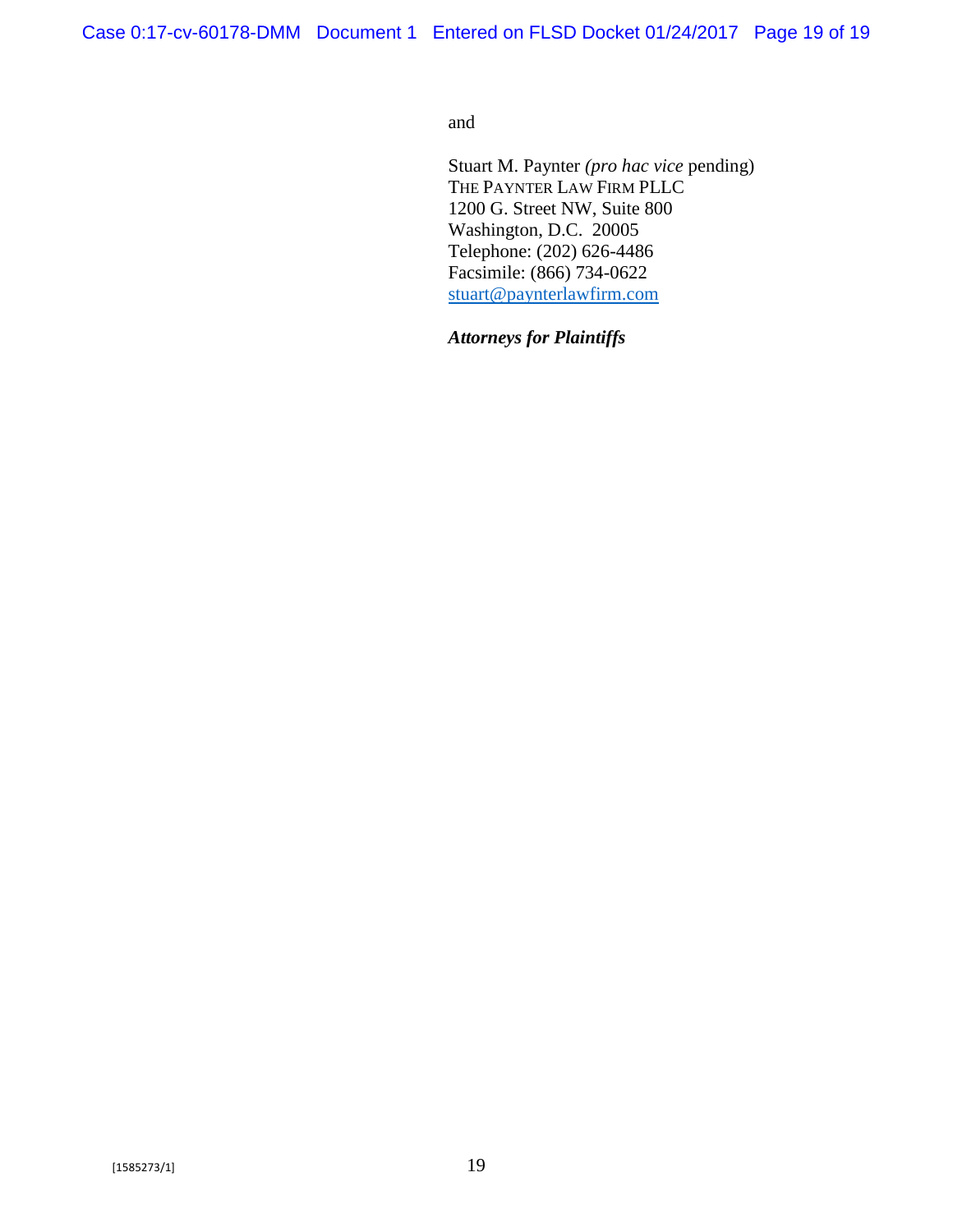and

Stuart M. Paynter *(pro hac vice* pending)
THE PAYNTER LAW FIRM PLLC
1200 G. Street NW, Suite 800
Washington, D.C. 20005
Telephone: (202) 626-4486
Facsimile: (866) 734-0622
stuart@paynterlawfirm.com

***Attorneys for Plaintiffs***

[1585273/1]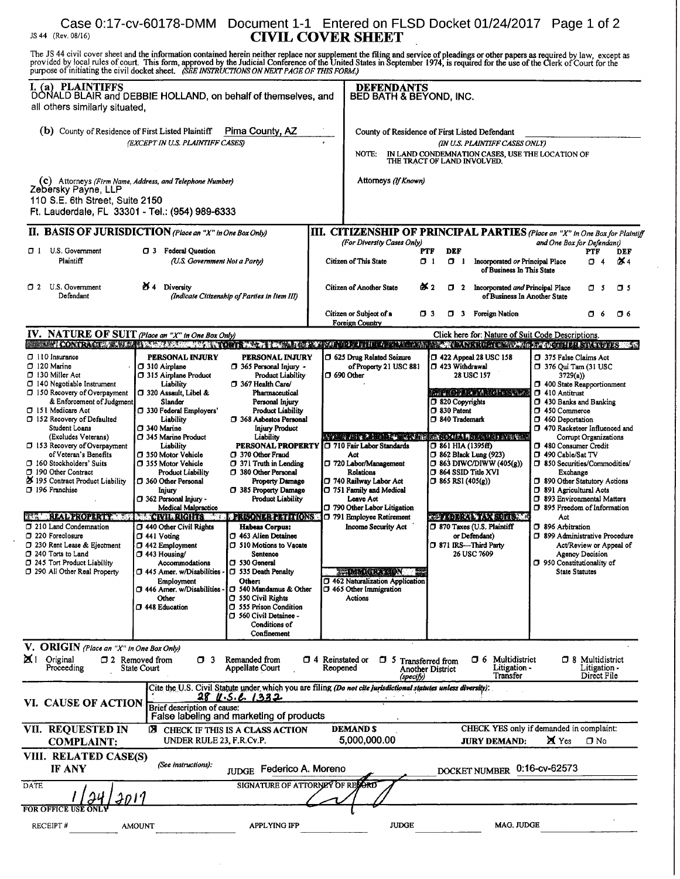JS 44 (Rev. 08/16)

# CIVIL COVER SHEET

The JS 44 civil cover sheet and the information contained herein neither replace nor supplement the filing and service of pleadings or other papers as required by law, except as provided by local rules of court. This form, approved by the Judicial Conference of the United States in September 1974, is required for the use of the Clerk of Court for the purpose of initiating the civil docket sheet. *(SEE INSTRUCTIONS ON NEXT PAGE OF THIS FORM.)*

## I. (a) PLAINTIFFS

DONALD BLAIR and DEBBIE HOLLAND, on behalf of themselves, and all others similarly situated,

**(b)** County of Residence of First Listed Plaintiff: Pima County, AZ
*(EXCEPT IN U.S. PLAINTIFF CASES)*

**(c)** Attorneys *(Firm Name, Address, and Telephone Number)*
Zebersky Payne, LLP
110 S.E. 6th Street, Suite 2150
Ft. Lauderdale, FL 33301 - Tel.: (954) 989-6333

## DEFENDANTS

BED BATH & BEYOND, INC.

County of Residence of First Listed Defendant
*(IN U.S. PLAINTIFF CASES ONLY)*

NOTE: IN LAND CONDEMNATION CASES, USE THE LOCATION OF THE TRACT OF LAND INVOLVED.

Attorneys *(If Known)*

## II. BASIS OF JURISDICTION *(Place an "X" in One Box Only)*

- ☐ 1 U.S. Government Plaintiff
- ☐ 3 Federal Question *(U.S. Government Not a Party)*
- ☐ 2 U.S. Government Defendant
- ☒ 4 Diversity *(Indicate Citizenship of Parties in Item III)*

## III. CITIZENSHIP OF PRINCIPAL PARTIES *(Place an "X" in One Box for Plaintiff and One Box for Defendant)* *(For Diversity Cases Only)*

| | PTF | DEF | | PTF | DEF |
|---|---|---|---|---|---|
| Citizen of This State | ☐ 1 | ☐ 1 | Incorporated *or* Principal Place of Business In This State | ☐ 4 | ☒ 4 |
| Citizen of Another State | ☒ 2 | ☐ 2 | Incorporated *and* Principal Place of Business In Another State | ☐ 5 | ☐ 5 |
| Citizen or Subject of a Foreign Country | ☐ 3 | ☐ 3 | Foreign Nation | ☐ 6 | ☐ 6 |

## IV. NATURE OF SUIT *(Place an "X" in One Box Only)*

Click here for: Nature of Suit Code Descriptions.

**CONTRACT**
- ☐ 110 Insurance
- ☐ 120 Marine
- ☐ 130 Miller Act
- ☐ 140 Negotiable Instrument
- ☐ 150 Recovery of Overpayment & Enforcement of Judgment
- ☐ 151 Medicare Act
- ☐ 152 Recovery of Defaulted Student Loans (Excludes Veterans)
- ☐ 153 Recovery of Overpayment of Veteran's Benefits
- ☐ 160 Stockholders' Suits
- ☐ 190 Other Contract
- ☒ 195 Contract Product Liability
- ☐ 196 Franchise

**REAL PROPERTY**
- ☐ 210 Land Condemnation
- ☐ 220 Foreclosure
- ☐ 230 Rent Lease & Ejectment
- ☐ 240 Torts to Land
- ☐ 245 Tort Product Liability
- ☐ 290 All Other Real Property

**TORTS — PERSONAL INJURY**
- ☐ 310 Airplane
- ☐ 315 Airplane Product Liability
- ☐ 320 Assault, Libel & Slander
- ☐ 330 Federal Employers' Liability
- ☐ 340 Marine
- ☐ 345 Marine Product Liability
- ☐ 350 Motor Vehicle
- ☐ 355 Motor Vehicle Product Liability
- ☐ 360 Other Personal Injury
- ☐ 362 Personal Injury - Medical Malpractice

**TORTS — PERSONAL INJURY**
- ☐ 365 Personal Injury - Product Liability
- ☐ 367 Health Care/ Pharmaceutical Personal Injury Product Liability
- ☐ 368 Asbestos Personal Injury Product Liability

**PERSONAL PROPERTY**
- ☐ 370 Other Fraud
- ☐ 371 Truth in Lending
- ☐ 380 Other Personal Property Damage
- ☐ 385 Property Damage Product Liability

**CIVIL RIGHTS**
- ☐ 440 Other Civil Rights
- ☐ 441 Voting
- ☐ 442 Employment
- ☐ 443 Housing/ Accommodations
- ☐ 445 Amer. w/Disabilities - Employment
- ☐ 446 Amer. w/Disabilities - Other
- ☐ 448 Education

**PRISONER PETITIONS**
Habeas Corpus:
- ☐ 463 Alien Detainee
- ☐ 510 Motions to Vacate Sentence
- ☐ 530 General
- ☐ 535 Death Penalty

Other:
- ☐ 540 Mandamus & Other
- ☐ 550 Civil Rights
- ☐ 555 Prison Condition
- ☐ 560 Civil Detainee - Conditions of Confinement

**FORFEITURE/PENALTY**
- ☐ 625 Drug Related Seizure of Property 21 USC 881
- ☐ 690 Other

**LABOR**
- ☐ 710 Fair Labor Standards Act
- ☐ 720 Labor/Management Relations
- ☐ 740 Railway Labor Act
- ☐ 751 Family and Medical Leave Act
- ☐ 790 Other Labor Litigation
- ☐ 791 Employee Retirement Income Security Act

**IMMIGRATION**
- ☐ 462 Naturalization Application
- ☐ 465 Other Immigration Actions

**BANKRUPTCY**
- ☐ 422 Appeal 28 USC 158
- ☐ 423 Withdrawal 28 USC 157

**PROPERTY RIGHTS**
- ☐ 820 Copyrights
- ☐ 830 Patent
- ☐ 840 Trademark

**SOCIAL SECURITY**
- ☐ 861 HIA (1395ff)
- ☐ 862 Black Lung (923)
- ☐ 863 DIWC/DIWW (405(g))
- ☐ 864 SSID Title XVI
- ☐ 865 RSI (405(g))

**FEDERAL TAX SUITS**
- ☐ 870 Taxes (U.S. Plaintiff or Defendant)
- ☐ 871 IRS—Third Party 26 USC 7609

**OTHER STATUTES**
- ☐ 375 False Claims Act
- ☐ 376 Qui Tam (31 USC 3729(a))
- ☐ 400 State Reapportionment
- ☐ 410 Antitrust
- ☐ 430 Banks and Banking
- ☐ 450 Commerce
- ☐ 460 Deportation
- ☐ 470 Racketeer Influenced and Corrupt Organizations
- ☐ 480 Consumer Credit
- ☐ 490 Cable/Sat TV
- ☐ 850 Securities/Commodities/ Exchange
- ☐ 890 Other Statutory Actions
- ☐ 891 Agricultural Acts
- ☐ 893 Environmental Matters
- ☐ 895 Freedom of Information Act
- ☐ 896 Arbitration
- ☐ 899 Administrative Procedure Act/Review or Appeal of Agency Decision
- ☐ 950 Constitutionality of State Statutes

## V. ORIGIN *(Place an "X" in One Box Only)*

- ☒ 1 Original Proceeding
- ☐ 2 Removed from State Court
- ☐ 3 Remanded from Appellate Court
- ☐ 4 Reinstated or Reopened
- ☐ 5 Transferred from Another District *(specify)*
- ☐ 6 Multidistrict Litigation - Transfer
- ☐ 8 Multidistrict Litigation - Direct File

## VI. CAUSE OF ACTION

Cite the U.S. Civil Statute under which you are filing *(Do not cite jurisdictional statutes unless diversity)*: 28 U.S.C. 1332

Brief description of cause: False labeling and marketing of products

## VII. REQUESTED IN COMPLAINT:

☒ CHECK IF THIS IS A CLASS ACTION UNDER RULE 23, F.R.Cv.P.

DEMAND $ 5,000,000.00

CHECK YES only if demanded in complaint: JURY DEMAND: ☒ Yes ☐ No

## VIII. RELATED CASE(S) IF ANY

*(See instructions)*: JUDGE Federico A. Moreno DOCKET NUMBER 0:16-cv-62573

DATE: 1/24/2017

SIGNATURE OF ATTORNEY OF RECORD

FOR OFFICE USE ONLY

RECEIPT # ______ AMOUNT ______ APPLYING IFP ______ JUDGE ______ MAG. JUDGE ______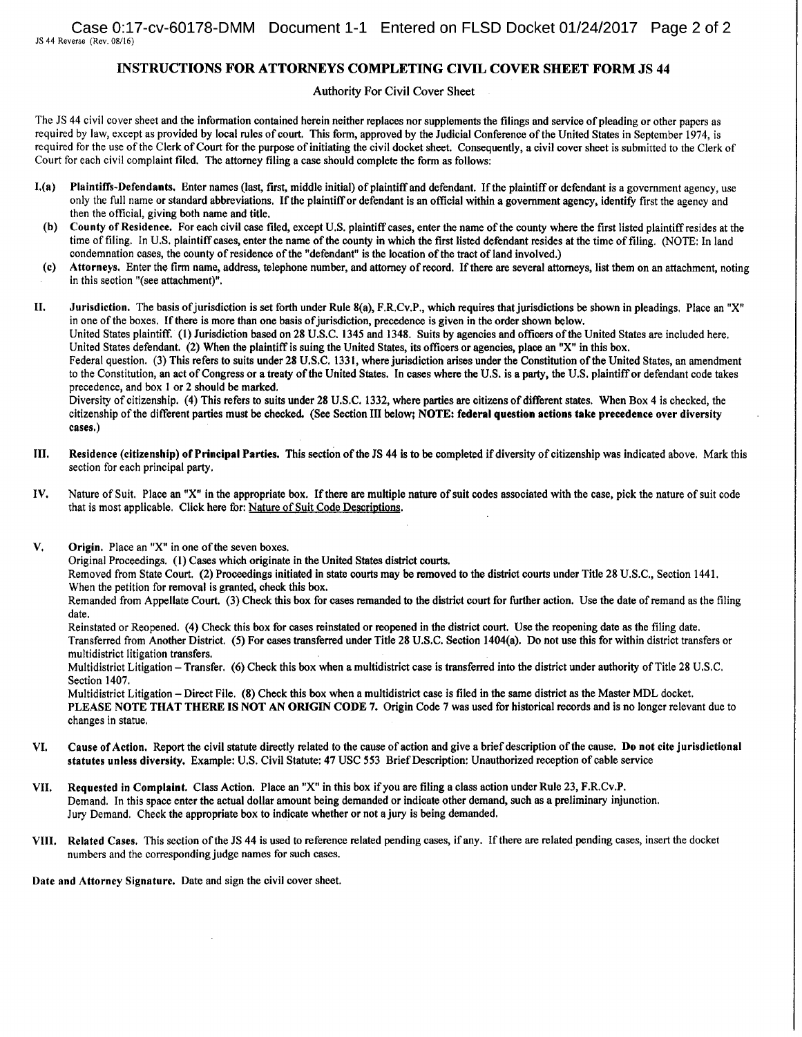JS 44 Reverse (Rev. 08/16)

## INSTRUCTIONS FOR ATTORNEYS COMPLETING CIVIL COVER SHEET FORM JS 44

Authority For Civil Cover Sheet

The JS 44 civil cover sheet and the information contained herein neither replaces nor supplements the filings and service of pleading or other papers as required by law, except as provided by local rules of court. This form, approved by the Judicial Conference of the United States in September 1974, is required for the use of the Clerk of Court for the purpose of initiating the civil docket sheet. Consequently, a civil cover sheet is submitted to the Clerk of Court for each civil complaint filed. The attorney filing a case should complete the form as follows:

**I.(a) Plaintiffs-Defendants.** Enter names (last, first, middle initial) of plaintiff and defendant. If the plaintiff or defendant is a government agency, use only the full name or standard abbreviations. If the plaintiff or defendant is an official within a government agency, identify first the agency and then the official, giving both name and title.

**(b) County of Residence.** For each civil case filed, except U.S. plaintiff cases, enter the name of the county where the first listed plaintiff resides at the time of filing. In U.S. plaintiff cases, enter the name of the county in which the first listed defendant resides at the time of filing. (NOTE: In land condemnation cases, the county of residence of the "defendant" is the location of the tract of land involved.)

**(c) Attorneys.** Enter the firm name, address, telephone number, and attorney of record. If there are several attorneys, list them on an attachment, noting in this section "(see attachment)".

**II. Jurisdiction.** The basis of jurisdiction is set forth under Rule 8(a), F.R.Cv.P., which requires that jurisdictions be shown in pleadings. Place an "X" in one of the boxes. If there is more than one basis of jurisdiction, precedence is given in the order shown below.
United States plaintiff. (1) Jurisdiction based on 28 U.S.C. 1345 and 1348. Suits by agencies and officers of the United States are included here.
United States defendant. (2) When the plaintiff is suing the United States, its officers or agencies, place an "X" in this box.
Federal question. (3) This refers to suits under 28 U.S.C. 1331, where jurisdiction arises under the Constitution of the United States, an amendment to the Constitution, an act of Congress or a treaty of the United States. In cases where the U.S. is a party, the U.S. plaintiff or defendant code takes precedence, and box 1 or 2 should be marked.
Diversity of citizenship. (4) This refers to suits under 28 U.S.C. 1332, where parties are citizens of different states. When Box 4 is checked, the citizenship of the different parties must be checked. (See Section III below; **NOTE: federal question actions take precedence over diversity cases.**)

**III. Residence (citizenship) of Principal Parties.** This section of the JS 44 is to be completed if diversity of citizenship was indicated above. Mark this section for each principal party.

**IV.** Nature of Suit. Place an "X" in the appropriate box. If there are multiple nature of suit codes associated with the case, pick the nature of suit code that is most applicable. Click here for: Nature of Suit Code Descriptions.

**V. Origin.** Place an "X" in one of the seven boxes.
Original Proceedings. (1) Cases which originate in the United States district courts.
Removed from State Court. (2) Proceedings initiated in state courts may be removed to the district courts under Title 28 U.S.C., Section 1441. When the petition for removal is granted, check this box.
Remanded from Appellate Court. (3) Check this box for cases remanded to the district court for further action. Use the date of remand as the filing date.
Reinstated or Reopened. (4) Check this box for cases reinstated or reopened in the district court. Use the reopening date as the filing date.
Transferred from Another District. (5) For cases transferred under Title 28 U.S.C. Section 1404(a). Do not use this for within district transfers or multidistrict litigation transfers.
Multidistrict Litigation – Transfer. (6) Check this box when a multidistrict case is transferred into the district under authority of Title 28 U.S.C. Section 1407.
Multidistrict Litigation – Direct File. (8) Check this box when a multidistrict case is filed in the same district as the Master MDL docket.
**PLEASE NOTE THAT THERE IS NOT AN ORIGIN CODE 7.** Origin Code 7 was used for historical records and is no longer relevant due to changes in statue.

**VI. Cause of Action.** Report the civil statute directly related to the cause of action and give a brief description of the cause. **Do not cite jurisdictional statutes unless diversity.** Example: U.S. Civil Statute: 47 USC 553 Brief Description: Unauthorized reception of cable service

**VII. Requested in Complaint.** Class Action. Place an "X" in this box if you are filing a class action under Rule 23, F.R.Cv.P.
Demand. In this space enter the actual dollar amount being demanded or indicate other demand, such as a preliminary injunction.
Jury Demand. Check the appropriate box to indicate whether or not a jury is being demanded.

**VIII. Related Cases.** This section of the JS 44 is used to reference related pending cases, if any. If there are related pending cases, insert the docket numbers and the corresponding judge names for such cases.

**Date and Attorney Signature.** Date and sign the civil cover sheet.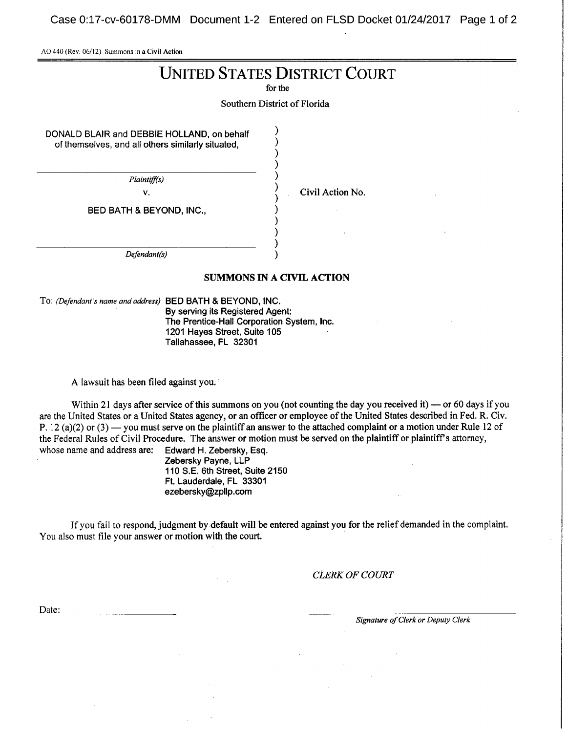AO 440 (Rev. 06/12) Summons in a Civil Action

# UNITED STATES DISTRICT COURT

for the

Southern District of Florida

| | | |
|---|---|---|
| DONALD BLAIR and DEBBIE HOLLAND, on behalf of themselves, and all others similarly situated, | ) | |
| *Plaintiff(s)* | ) | |
| v. | ) | Civil Action No. |
| BED BATH & BEYOND, INC., | ) | |
| *Defendant(s)* | ) | |

## SUMMONS IN A CIVIL ACTION

To: *(Defendant's name and address)* BED BATH & BEYOND, INC.
By serving its Registered Agent:
The Prentice-Hall Corporation System, Inc.
1201 Hayes Street, Suite 105
Tallahassee, FL 32301

A lawsuit has been filed against you.

Within 21 days after service of this summons on you (not counting the day you received it) — or 60 days if you are the United States or a United States agency, or an officer or employee of the United States described in Fed. R. Civ. P. 12 (a)(2) or (3) — you must serve on the plaintiff an answer to the attached complaint or a motion under Rule 12 of the Federal Rules of Civil Procedure. The answer or motion must be served on the plaintiff or plaintiff's attorney, whose name and address are: Edward H. Zebersky, Esq.
Zebersky Payne, LLP
110 S.E. 6th Street, Suite 2150
Ft. Lauderdale, FL 33301
ezebersky@zpllp.com

If you fail to respond, judgment by default will be entered against you for the relief demanded in the complaint. You also must file your answer or motion with the court.

*CLERK OF COURT*

Date: ____________________

____________________
*Signature of Clerk or Deputy Clerk*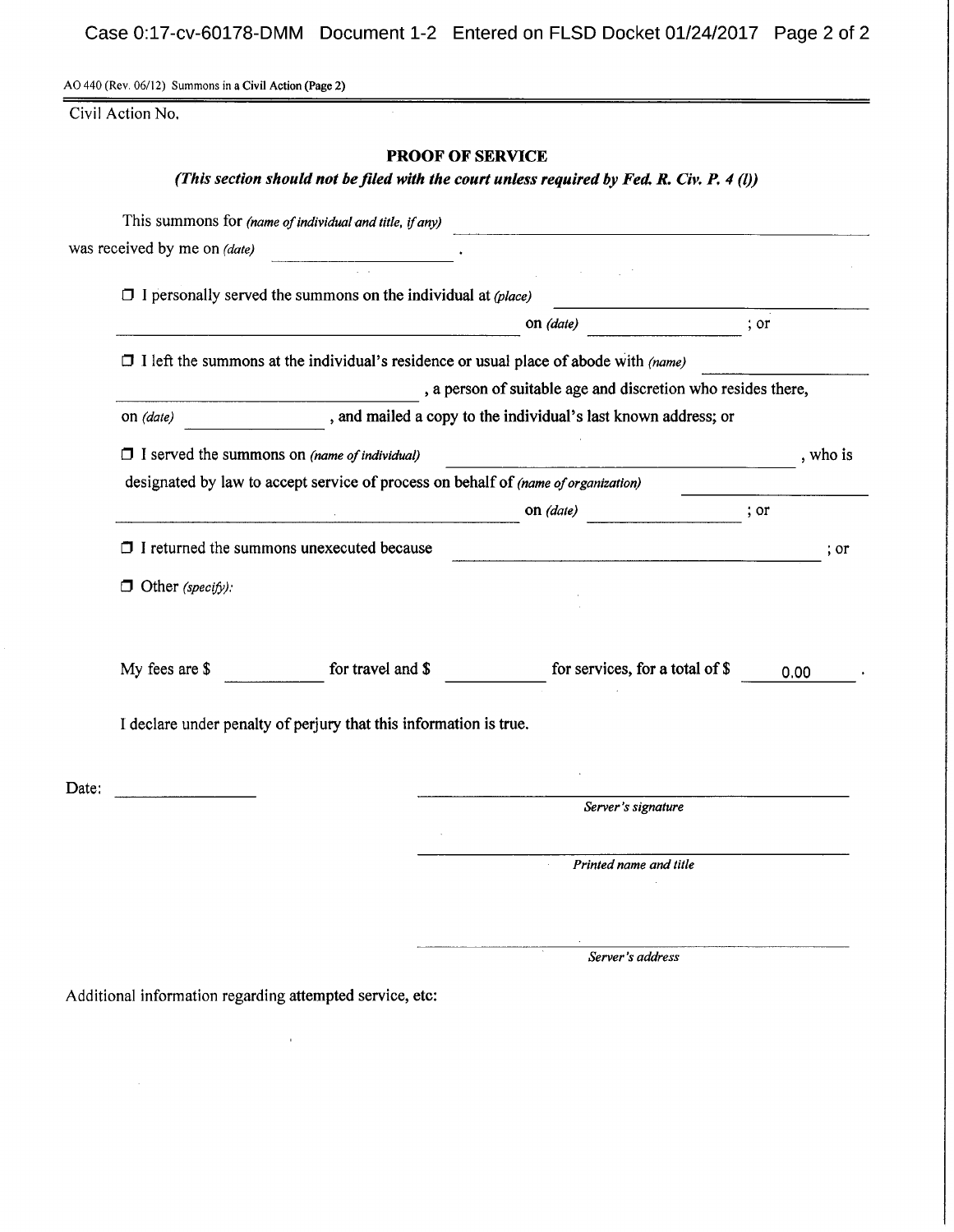AO 440 (Rev. 06/12) Summons in a Civil Action (Page 2)

Civil Action No.

## PROOF OF SERVICE

***(This section should not be filed with the court unless required by Fed. R. Civ. P. 4 (l))***

This summons for *(name of individual and title, if any)* ______________________________

was received by me on *(date)* ________________ .

☐ I personally served the summons on the individual at *(place)* ______________________________

______________________________ on *(date)* ________________ ; or

☐ I left the summons at the individual's residence or usual place of abode with *(name)* ________________

________________ , a person of suitable age and discretion who resides there,

on *(date)* ________________ , and mailed a copy to the individual's last known address; or

☐ I served the summons on *(name of individual)* ______________________________ , who is

designated by law to accept service of process on behalf of *(name of organization)* ________________

______________________________ on *(date)* ________________ ; or

☐ I returned the summons unexecuted because ______________________________ ; or

☐ Other *(specify)*:

My fees are $ ________ for travel and $ ________ for services, for a total of $ 0.00 .

I declare under penalty of perjury that this information is true.

Date: ________________

______________________________
*Server's signature*

______________________________
*Printed name and title*

______________________________
*Server's address*

Additional information regarding attempted service, etc: